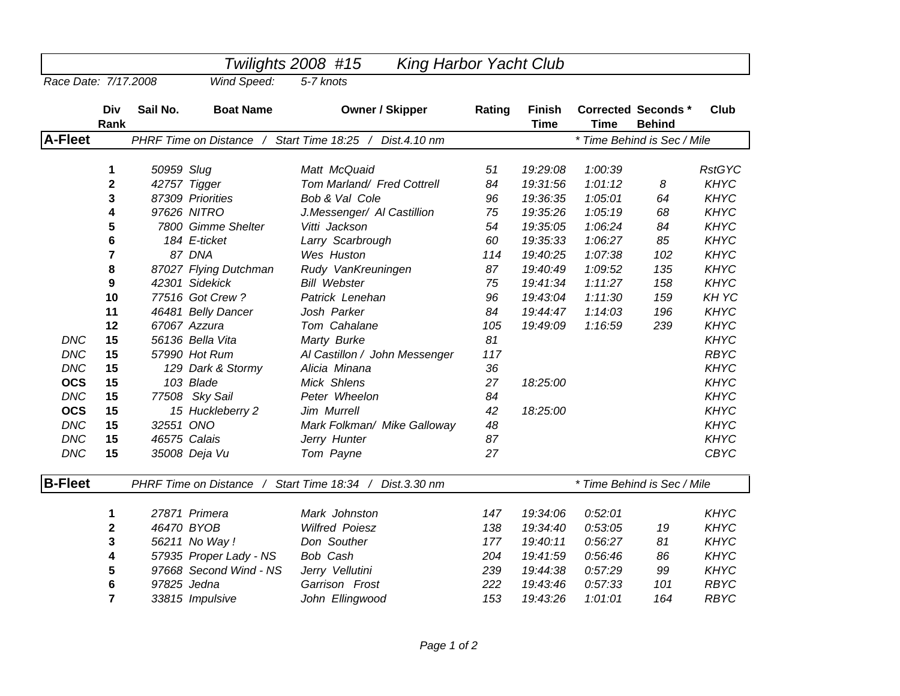# Twilights 2008 #15 King Harbor Yacht Club

*Race Date: 7/17.2008* *Wind Speed:* *5-7 knots*

## A-Fleet

*PHRF Time on Distance / Start Time 18:25 / Dist.4.10 nm* — *\* Time Behind is Sec / Mile*

| | Div Rank | Sail No. | Boat Name | Owner / Skipper | Rating | Finish Time | Corrected Time | Seconds * Behind | Club |
|---|---|---|---|---|---|---|---|---|---|
| | **1** | 50959 | Slug | Matt McQuaid | 51 | 19:29:08 | 1:00:39 | | RstGYC |
| | **2** | 42757 | Tigger | Tom Marland/ Fred Cottrell | 84 | 19:31:56 | 1:01:12 | 8 | KHYC |
| | **3** | 87309 | Priorities | Bob & Val Cole | 96 | 19:36:35 | 1:05:01 | 64 | KHYC |
| | **4** | 97626 | NITRO | J.Messenger/ Al Castillion | 75 | 19:35:26 | 1:05:19 | 68 | KHYC |
| | **5** | 7800 | Gimme Shelter | Vitti Jackson | 54 | 19:35:05 | 1:06:24 | 84 | KHYC |
| | **6** | 184 | E-ticket | Larry Scarbrough | 60 | 19:35:33 | 1:06:27 | 85 | KHYC |
| | **7** | 87 | DNA | Wes Huston | 114 | 19:40:25 | 1:07:38 | 102 | KHYC |
| | **8** | 87027 | Flying Dutchman | Rudy VanKreuningen | 87 | 19:40:49 | 1:09:52 | 135 | KHYC |
| | **9** | 42301 | Sidekick | Bill Webster | 75 | 19:41:34 | 1:11:27 | 158 | KHYC |
| | **10** | 77516 | Got Crew ? | Patrick Lenehan | 96 | 19:43:04 | 1:11:30 | 159 | KH YC |
| | **11** | 46481 | Belly Dancer | Josh Parker | 84 | 19:44:47 | 1:14:03 | 196 | KHYC |
| | **12** | 67067 | Azzura | Tom Cahalane | 105 | 19:49:09 | 1:16:59 | 239 | KHYC |
| DNC | **15** | 56136 | Bella Vita | Marty Burke | 81 | | | | KHYC |
| DNC | **15** | 57990 | Hot Rum | Al Castillon / John Messenger | 117 | | | | RBYC |
| DNC | **15** | 129 | Dark & Stormy | Alicia Minana | 36 | | | | KHYC |
| **OCS** | **15** | 103 | Blade | Mick Shlens | 27 | 18:25:00 | | | KHYC |
| DNC | **15** | 77508 | Sky Sail | Peter Wheelon | 84 | | | | KHYC |
| **OCS** | **15** | 15 | Huckleberry 2 | Jim Murrell | 42 | 18:25:00 | | | KHYC |
| DNC | **15** | 32551 | ONO | Mark Folkman/ Mike Galloway | 48 | | | | KHYC |
| DNC | **15** | 46575 | Calais | Jerry Hunter | 87 | | | | KHYC |
| DNC | **15** | 35008 | Deja Vu | Tom Payne | 27 | | | | CBYC |

## B-Fleet

*PHRF Time on Distance / Start Time 18:34 / Dist.3.30 nm* — *\* Time Behind is Sec / Mile*

| | Div Rank | Sail No. | Boat Name | Owner / Skipper | Rating | Finish Time | Corrected Time | Seconds * Behind | Club |
|---|---|---|---|---|---|---|---|---|---|
| | **1** | 27871 | Primera | Mark Johnston | 147 | 19:34:06 | 0:52:01 | | KHYC |
| | **2** | 46470 | BYOB | Wilfred Poiesz | 138 | 19:34:40 | 0:53:05 | 19 | KHYC |
| | **3** | 56211 | No Way ! | Don Souther | 177 | 19:40:11 | 0:56:27 | 81 | KHYC |
| | **4** | 57935 | Proper Lady - NS | Bob Cash | 204 | 19:41:59 | 0:56:46 | 86 | KHYC |
| | **5** | 97668 | Second Wind - NS | Jerry Vellutini | 239 | 19:44:38 | 0:57:29 | 99 | KHYC |
| | **6** | 97825 | Jedna | Garrison Frost | 222 | 19:43:46 | 0:57:33 | 101 | RBYC |
| | **7** | 33815 | Impulsive | John Ellingwood | 153 | 19:43:26 | 1:01:01 | 164 | RBYC |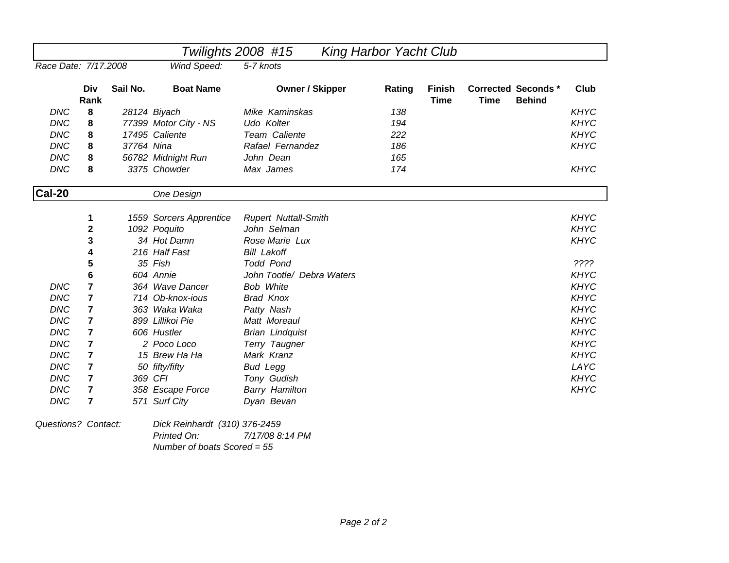# *Twilights 2008 #15 King Harbor Yacht Club*

*Race Date: 7/17.2008* *Wind Speed:* *5-7 knots*

| | Div Rank | Sail No. | Boat Name | Owner / Skipper | Rating | Finish Time | Corrected Time | Seconds * Behind | Club |
|---|---|---|---|---|---|---|---|---|---|
| *DNC* | **8** | *28124* | *Biyach* | *Mike Kaminskas* | *138* | | | | *KHYC* |
| *DNC* | **8** | *77399* | *Motor City - NS* | *Udo Kolter* | *194* | | | | *KHYC* |
| *DNC* | **8** | *17495* | *Caliente* | *Team Caliente* | *222* | | | | *KHYC* |
| *DNC* | **8** | *37764* | *Nina* | *Rafael Fernandez* | *186* | | | | *KHYC* |
| *DNC* | **8** | *56782* | *Midnight Run* | *John Dean* | *165* | | | | |
| *DNC* | **8** | *3375* | *Chowder* | *Max James* | *174* | | | | *KHYC* |

## Cal-20 *One Design*

| | Div Rank | Sail No. | Boat Name | Owner / Skipper | Rating | Finish Time | Corrected Time | Seconds * Behind | Club |
|---|---|---|---|---|---|---|---|---|---|
| | **1** | *1559* | *Sorcers Apprentice* | *Rupert Nuttall-Smith* | | | | | *KHYC* |
| | **2** | *1092* | *Poquito* | *John Selman* | | | | | *KHYC* |
| | **3** | *34* | *Hot Damn* | *Rose Marie Lux* | | | | | *KHYC* |
| | **4** | *216* | *Half Fast* | *Bill Lakoff* | | | | | |
| | **5** | *35* | *Fish* | *Todd Pond* | | | | | *????* |
| | **6** | *604* | *Annie* | *John Tootle/ Debra Waters* | | | | | *KHYC* |
| *DNC* | **7** | *364* | *Wave Dancer* | *Bob White* | | | | | *KHYC* |
| *DNC* | **7** | *714* | *Ob-knox-ious* | *Brad Knox* | | | | | *KHYC* |
| *DNC* | **7** | *363* | *Waka Waka* | *Patty Nash* | | | | | *KHYC* |
| *DNC* | **7** | *899* | *Lillikoi Pie* | *Matt Moreaul* | | | | | *KHYC* |
| *DNC* | **7** | *606* | *Hustler* | *Brian Lindquist* | | | | | *KHYC* |
| *DNC* | **7** | *2* | *Poco Loco* | *Terry Taugner* | | | | | *KHYC* |
| *DNC* | **7** | *15* | *Brew Ha Ha* | *Mark Kranz* | | | | | *KHYC* |
| *DNC* | **7** | *50* | *fifty/fifty* | *Bud Legg* | | | | | *LAYC* |
| *DNC* | **7** | *369* | *CFI* | *Tony Gudish* | | | | | *KHYC* |
| *DNC* | **7** | *358* | *Escape Force* | *Barry Hamilton* | | | | | *KHYC* |
| *DNC* | **7** | *571* | *Surf City* | *Dyan Bevan* | | | | | |

*Questions? Contact:* *Dick Reinhardt (310) 376-2459*

*Printed On:* *7/17/08 8:14 PM*

*Number of boats Scored = 55*